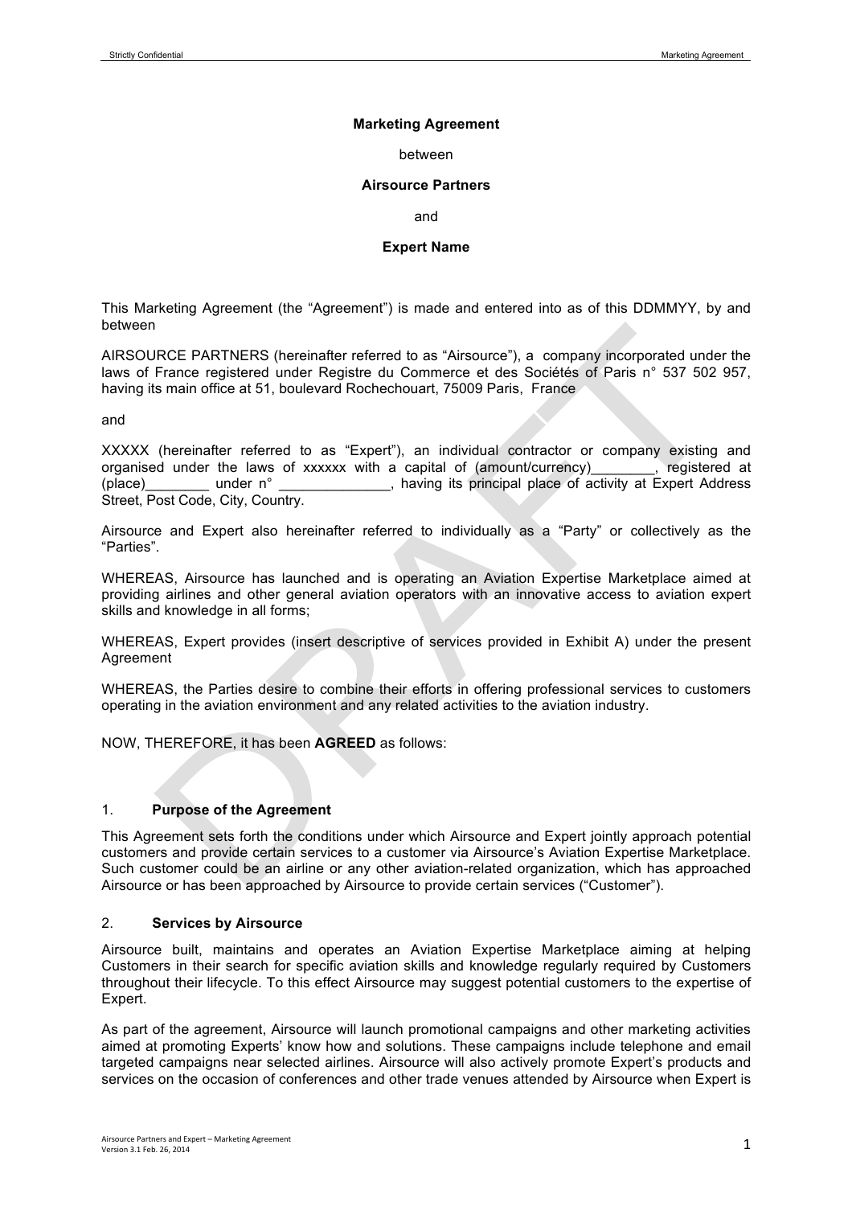**Marketing Agreement**

between

**Airsource Partners**

and

**Expert Name**

This Marketing Agreement (the "Agreement") is made and entered into as of this DDMMYY, by and between

AIRSOURCE PARTNERS (hereinafter referred to as "Airsource"), a company incorporated under the laws of France registered under Registre du Commerce et des Sociétés of Paris n° 537 502 957, having its main office at 51, boulevard Rochechouart, 75009 Paris, France

and

XXXXX (hereinafter referred to as "Expert"), an individual contractor or company existing and organised under the laws of xxxxxx with a capital of (amount/currency)________, registered at (place)________ under n° ______________, having its principal place of activity at Expert Address Street, Post Code, City, Country.

Airsource and Expert also hereinafter referred to individually as a "Party" or collectively as the "Parties".

WHEREAS, Airsource has launched and is operating an Aviation Expertise Marketplace aimed at providing airlines and other general aviation operators with an innovative access to aviation expert skills and knowledge in all forms;

WHEREAS, Expert provides (insert descriptive of services provided in Exhibit A) under the present Agreement

WHEREAS, the Parties desire to combine their efforts in offering professional services to customers operating in the aviation environment and any related activities to the aviation industry.

NOW, THEREFORE, it has been **AGREED** as follows:

## 1. Purpose of the Agreement

This Agreement sets forth the conditions under which Airsource and Expert jointly approach potential customers and provide certain services to a customer via Airsource's Aviation Expertise Marketplace. Such customer could be an airline or any other aviation-related organization, which has approached Airsource or has been approached by Airsource to provide certain services ("Customer").

## 2. Services by Airsource

Airsource built, maintains and operates an Aviation Expertise Marketplace aiming at helping Customers in their search for specific aviation skills and knowledge regularly required by Customers throughout their lifecycle. To this effect Airsource may suggest potential customers to the expertise of Expert.

As part of the agreement, Airsource will launch promotional campaigns and other marketing activities aimed at promoting Experts' know how and solutions. These campaigns include telephone and email targeted campaigns near selected airlines. Airsource will also actively promote Expert's products and services on the occasion of conferences and other trade venues attended by Airsource when Expert is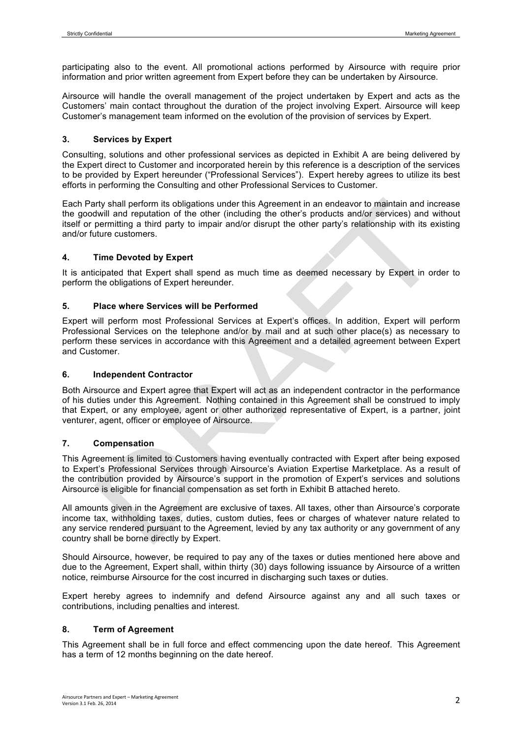participating also to the event. All promotional actions performed by Airsource with require prior information and prior written agreement from Expert before they can be undertaken by Airsource.

Airsource will handle the overall management of the project undertaken by Expert and acts as the Customers' main contact throughout the duration of the project involving Expert. Airsource will keep Customer's management team informed on the evolution of the provision of services by Expert.

## 3. Services by Expert

Consulting, solutions and other professional services as depicted in Exhibit A are being delivered by the Expert direct to Customer and incorporated herein by this reference is a description of the services to be provided by Expert hereunder ("Professional Services"). Expert hereby agrees to utilize its best efforts in performing the Consulting and other Professional Services to Customer.

Each Party shall perform its obligations under this Agreement in an endeavor to maintain and increase the goodwill and reputation of the other (including the other's products and/or services) and without itself or permitting a third party to impair and/or disrupt the other party's relationship with its existing and/or future customers.

## 4. Time Devoted by Expert

It is anticipated that Expert shall spend as much time as deemed necessary by Expert in order to perform the obligations of Expert hereunder.

## 5. Place where Services will be Performed

Expert will perform most Professional Services at Expert's offices. In addition, Expert will perform Professional Services on the telephone and/or by mail and at such other place(s) as necessary to perform these services in accordance with this Agreement and a detailed agreement between Expert and Customer.

## 6. Independent Contractor

Both Airsource and Expert agree that Expert will act as an independent contractor in the performance of his duties under this Agreement. Nothing contained in this Agreement shall be construed to imply that Expert, or any employee, agent or other authorized representative of Expert, is a partner, joint venturer, agent, officer or employee of Airsource.

## 7. Compensation

This Agreement is limited to Customers having eventually contracted with Expert after being exposed to Expert's Professional Services through Airsource's Aviation Expertise Marketplace. As a result of the contribution provided by Airsource's support in the promotion of Expert's services and solutions Airsource is eligible for financial compensation as set forth in Exhibit B attached hereto.

All amounts given in the Agreement are exclusive of taxes. All taxes, other than Airsource's corporate income tax, withholding taxes, duties, custom duties, fees or charges of whatever nature related to any service rendered pursuant to the Agreement, levied by any tax authority or any government of any country shall be borne directly by Expert.

Should Airsource, however, be required to pay any of the taxes or duties mentioned here above and due to the Agreement, Expert shall, within thirty (30) days following issuance by Airsource of a written notice, reimburse Airsource for the cost incurred in discharging such taxes or duties.

Expert hereby agrees to indemnify and defend Airsource against any and all such taxes or contributions, including penalties and interest.

## 8. Term of Agreement

This Agreement shall be in full force and effect commencing upon the date hereof. This Agreement has a term of 12 months beginning on the date hereof.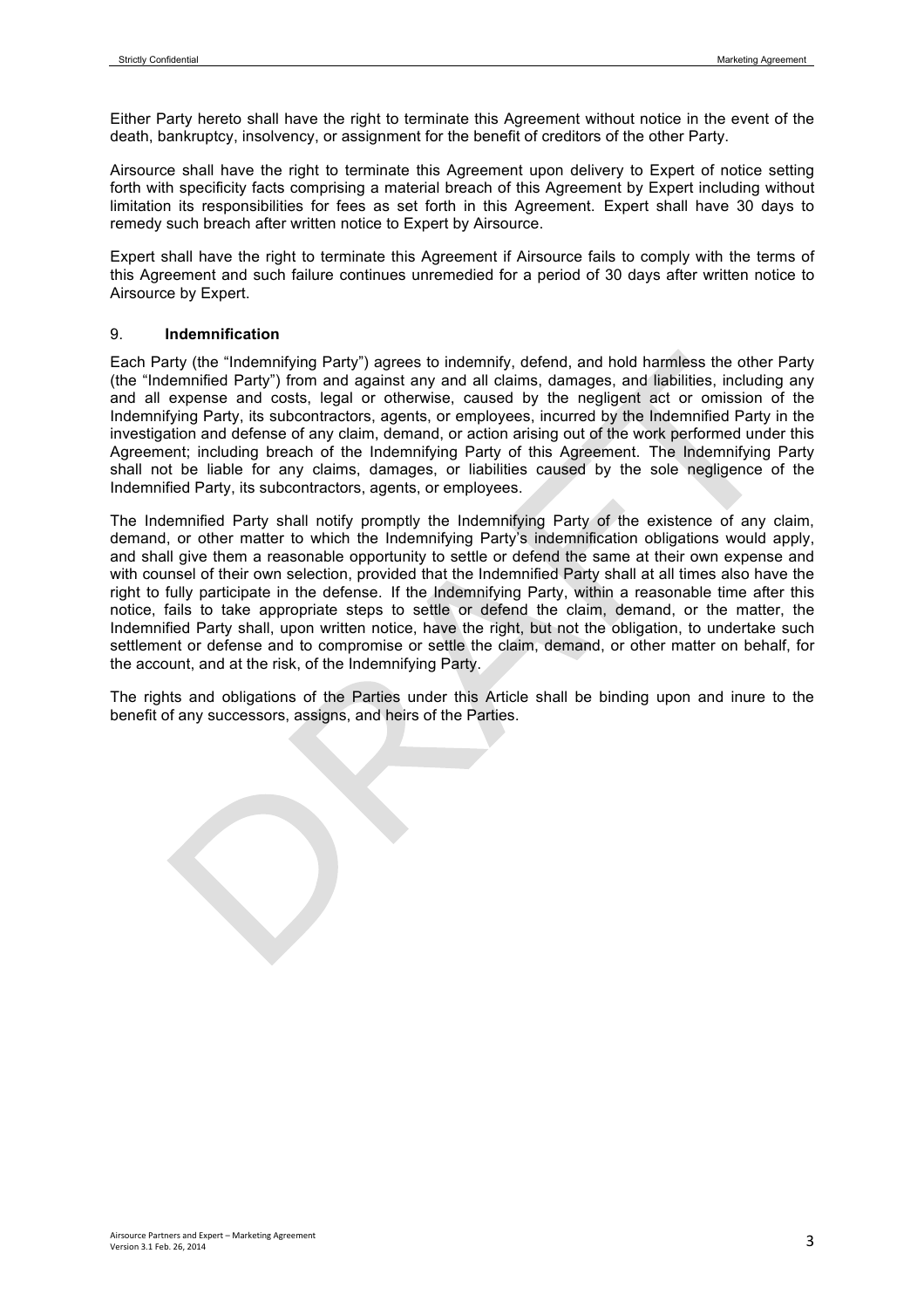Either Party hereto shall have the right to terminate this Agreement without notice in the event of the death, bankruptcy, insolvency, or assignment for the benefit of creditors of the other Party.

Airsource shall have the right to terminate this Agreement upon delivery to Expert of notice setting forth with specificity facts comprising a material breach of this Agreement by Expert including without limitation its responsibilities for fees as set forth in this Agreement. Expert shall have 30 days to remedy such breach after written notice to Expert by Airsource.

Expert shall have the right to terminate this Agreement if Airsource fails to comply with the terms of this Agreement and such failure continues unremedied for a period of 30 days after written notice to Airsource by Expert.

## 9. Indemnification

Each Party (the "Indemnifying Party") agrees to indemnify, defend, and hold harmless the other Party (the "Indemnified Party") from and against any and all claims, damages, and liabilities, including any and all expense and costs, legal or otherwise, caused by the negligent act or omission of the Indemnifying Party, its subcontractors, agents, or employees, incurred by the Indemnified Party in the investigation and defense of any claim, demand, or action arising out of the work performed under this Agreement; including breach of the Indemnifying Party of this Agreement. The Indemnifying Party shall not be liable for any claims, damages, or liabilities caused by the sole negligence of the Indemnified Party, its subcontractors, agents, or employees.

The Indemnified Party shall notify promptly the Indemnifying Party of the existence of any claim, demand, or other matter to which the Indemnifying Party's indemnification obligations would apply, and shall give them a reasonable opportunity to settle or defend the same at their own expense and with counsel of their own selection, provided that the Indemnified Party shall at all times also have the right to fully participate in the defense. If the Indemnifying Party, within a reasonable time after this notice, fails to take appropriate steps to settle or defend the claim, demand, or the matter, the Indemnified Party shall, upon written notice, have the right, but not the obligation, to undertake such settlement or defense and to compromise or settle the claim, demand, or other matter on behalf, for the account, and at the risk, of the Indemnifying Party.

The rights and obligations of the Parties under this Article shall be binding upon and inure to the benefit of any successors, assigns, and heirs of the Parties.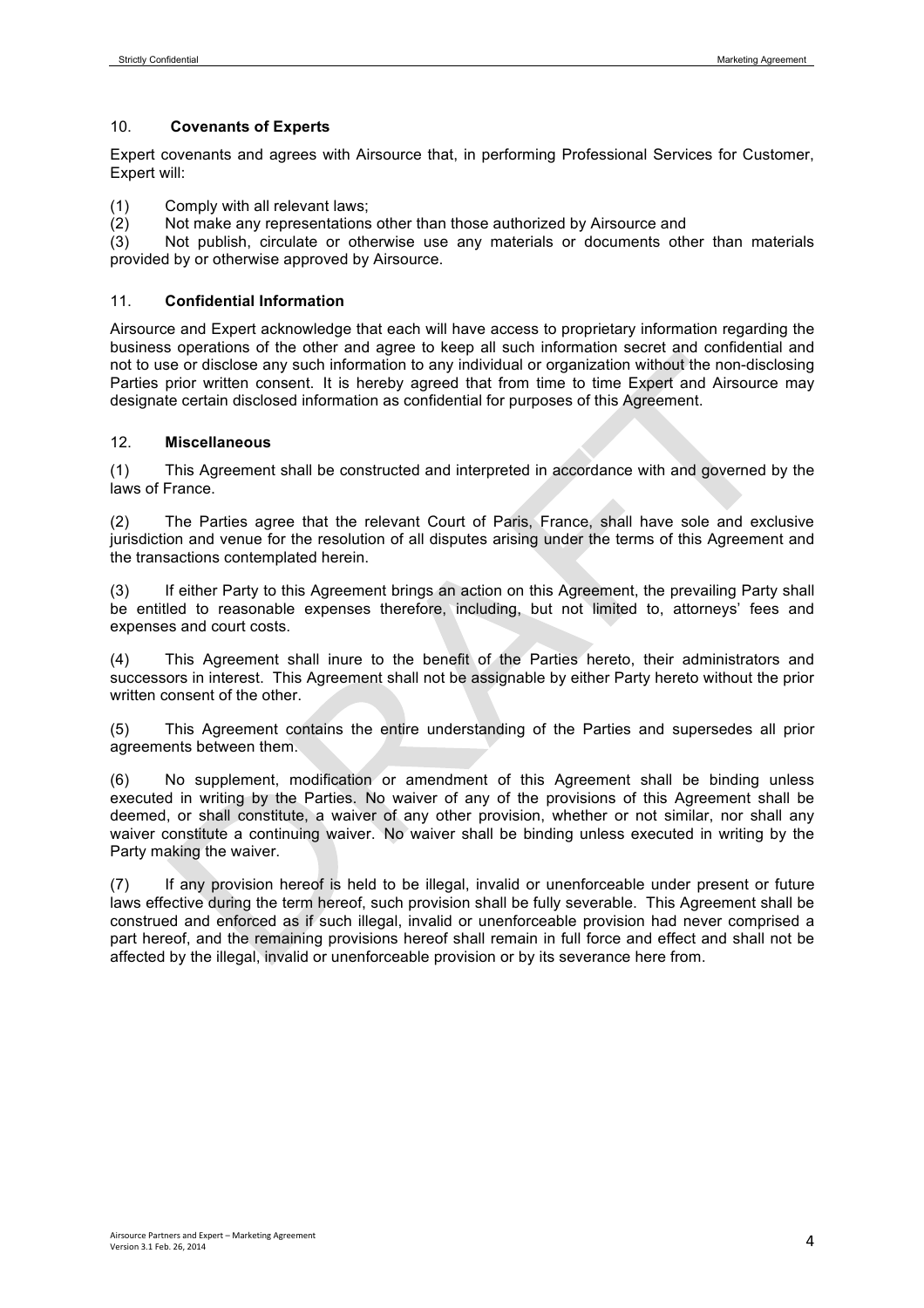## 10. Covenants of Experts

Expert covenants and agrees with Airsource that, in performing Professional Services for Customer, Expert will:

(1) Comply with all relevant laws;
(2) Not make any representations other than those authorized by Airsource and
(3) Not publish, circulate or otherwise use any materials or documents other than materials provided by or otherwise approved by Airsource.

## 11. Confidential Information

Airsource and Expert acknowledge that each will have access to proprietary information regarding the business operations of the other and agree to keep all such information secret and confidential and not to use or disclose any such information to any individual or organization without the non-disclosing Parties prior written consent. It is hereby agreed that from time to time Expert and Airsource may designate certain disclosed information as confidential for purposes of this Agreement.

## 12. Miscellaneous

(1) This Agreement shall be constructed and interpreted in accordance with and governed by the laws of France.

(2) The Parties agree that the relevant Court of Paris, France, shall have sole and exclusive jurisdiction and venue for the resolution of all disputes arising under the terms of this Agreement and the transactions contemplated herein.

(3) If either Party to this Agreement brings an action on this Agreement, the prevailing Party shall be entitled to reasonable expenses therefore, including, but not limited to, attorneys' fees and expenses and court costs.

(4) This Agreement shall inure to the benefit of the Parties hereto, their administrators and successors in interest. This Agreement shall not be assignable by either Party hereto without the prior written consent of the other.

(5) This Agreement contains the entire understanding of the Parties and supersedes all prior agreements between them.

(6) No supplement, modification or amendment of this Agreement shall be binding unless executed in writing by the Parties. No waiver of any of the provisions of this Agreement shall be deemed, or shall constitute, a waiver of any other provision, whether or not similar, nor shall any waiver constitute a continuing waiver. No waiver shall be binding unless executed in writing by the Party making the waiver.

(7) If any provision hereof is held to be illegal, invalid or unenforceable under present or future laws effective during the term hereof, such provision shall be fully severable. This Agreement shall be construed and enforced as if such illegal, invalid or unenforceable provision had never comprised a part hereof, and the remaining provisions hereof shall remain in full force and effect and shall not be affected by the illegal, invalid or unenforceable provision or by its severance here from.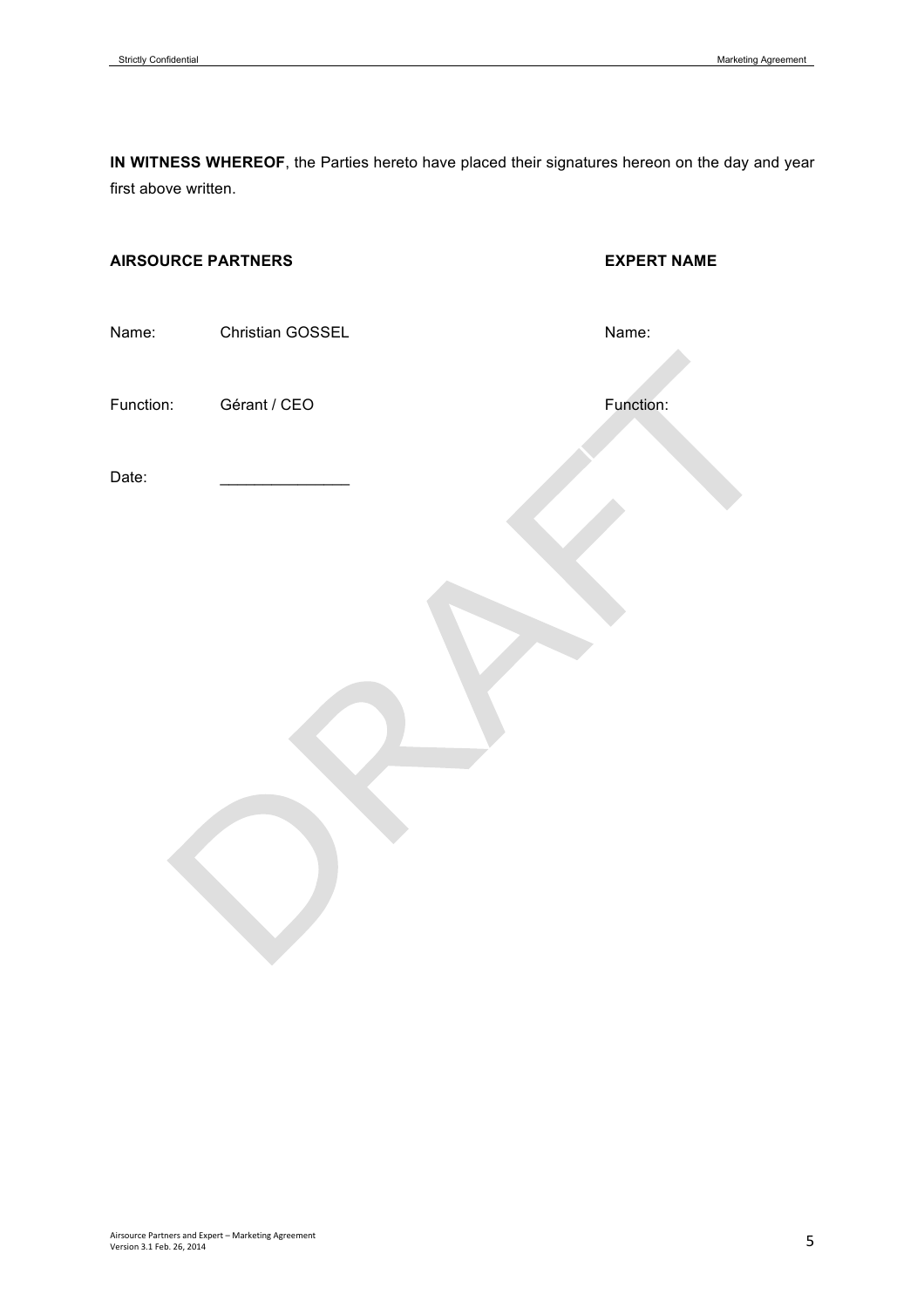**IN WITNESS WHEREOF**, the Parties hereto have placed their signatures hereon on the day and year first above written.

| **AIRSOURCE PARTNERS** | | **EXPERT NAME** |
|---|---|---|
| Name: | Christian GOSSEL | Name: |
| Function: | Gérant / CEO | Function: |
| Date: | _______________ | |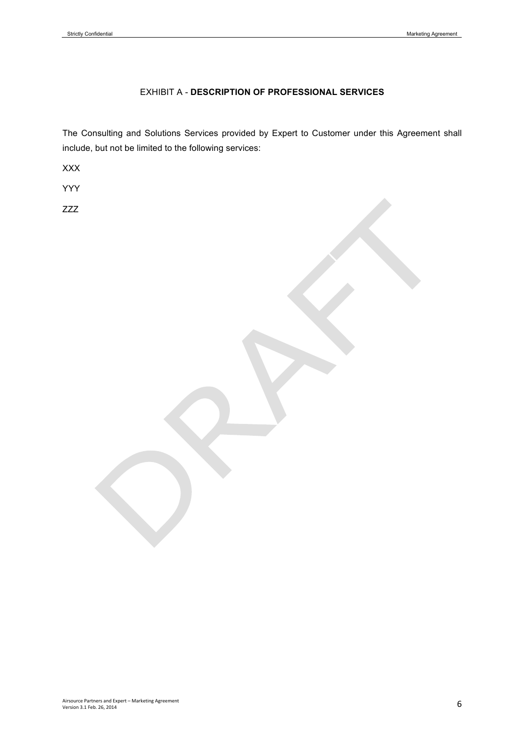## EXHIBIT A - **DESCRIPTION OF PROFESSIONAL SERVICES**

The Consulting and Solutions Services provided by Expert to Customer under this Agreement shall include, but not be limited to the following services:

XXX

YYY

ZZZ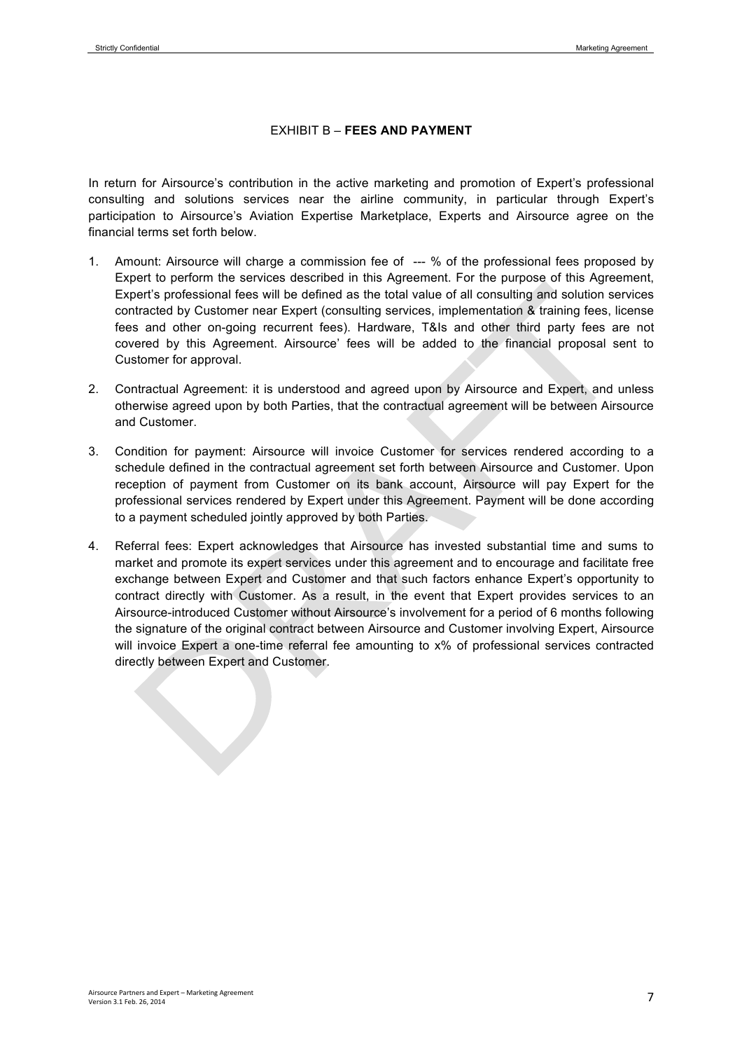## EXHIBIT B – **FEES AND PAYMENT**

In return for Airsource's contribution in the active marketing and promotion of Expert's professional consulting and solutions services near the airline community, in particular through Expert's participation to Airsource's Aviation Expertise Marketplace, Experts and Airsource agree on the financial terms set forth below.

1. Amount: Airsource will charge a commission fee of --- % of the professional fees proposed by Expert to perform the services described in this Agreement. For the purpose of this Agreement, Expert's professional fees will be defined as the total value of all consulting and solution services contracted by Customer near Expert (consulting services, implementation & training fees, license fees and other on-going recurrent fees). Hardware, T&Is and other third party fees are not covered by this Agreement. Airsource' fees will be added to the financial proposal sent to Customer for approval.

2. Contractual Agreement: it is understood and agreed upon by Airsource and Expert, and unless otherwise agreed upon by both Parties, that the contractual agreement will be between Airsource and Customer.

3. Condition for payment: Airsource will invoice Customer for services rendered according to a schedule defined in the contractual agreement set forth between Airsource and Customer. Upon reception of payment from Customer on its bank account, Airsource will pay Expert for the professional services rendered by Expert under this Agreement. Payment will be done according to a payment scheduled jointly approved by both Parties.

4. Referral fees: Expert acknowledges that Airsource has invested substantial time and sums to market and promote its expert services under this agreement and to encourage and facilitate free exchange between Expert and Customer and that such factors enhance Expert's opportunity to contract directly with Customer. As a result, in the event that Expert provides services to an Airsource-introduced Customer without Airsource's involvement for a period of 6 months following the signature of the original contract between Airsource and Customer involving Expert, Airsource will invoice Expert a one-time referral fee amounting to x% of professional services contracted directly between Expert and Customer.